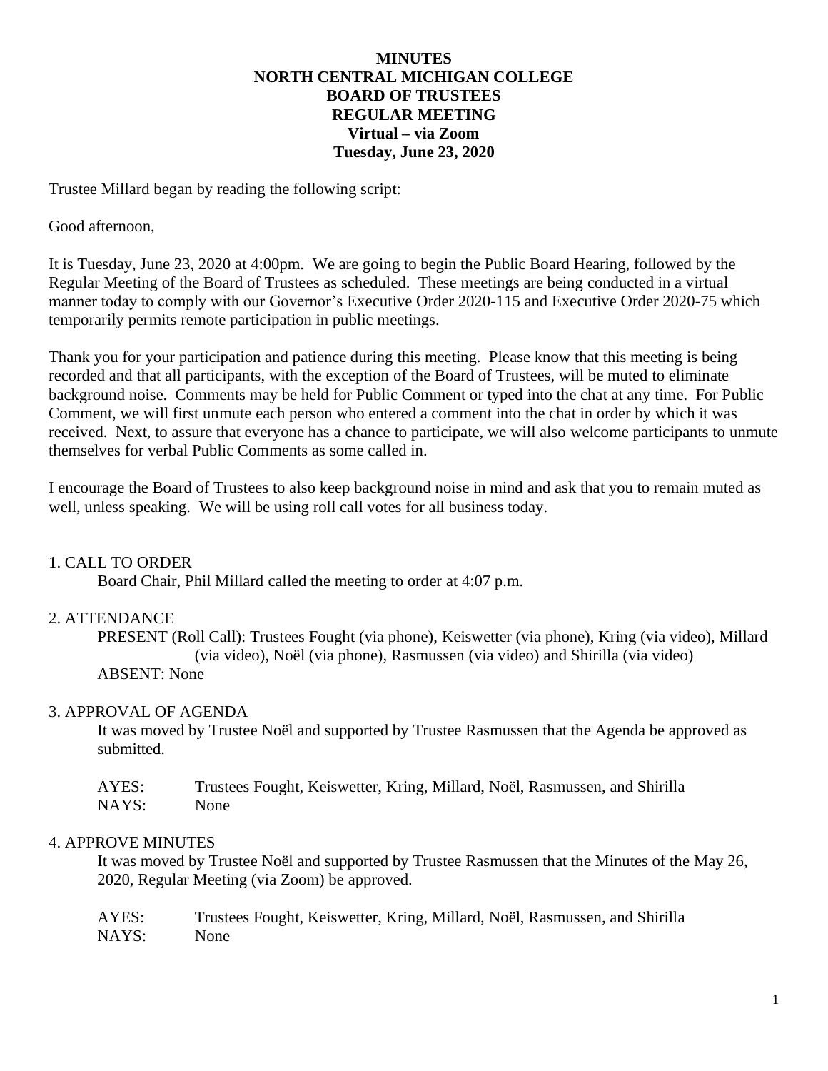# MINUTES
# NORTH CENTRAL MICHIGAN COLLEGE
# BOARD OF TRUSTEES
## REGULAR MEETING
### Virtual – via Zoom
### Tuesday, June 23, 2020

Trustee Millard began by reading the following script:

Good afternoon,

It is Tuesday, June 23, 2020 at 4:00pm. We are going to begin the Public Board Hearing, followed by the Regular Meeting of the Board of Trustees as scheduled. These meetings are being conducted in a virtual manner today to comply with our Governor's Executive Order 2020-115 and Executive Order 2020-75 which temporarily permits remote participation in public meetings.

Thank you for your participation and patience during this meeting. Please know that this meeting is being recorded and that all participants, with the exception of the Board of Trustees, will be muted to eliminate background noise. Comments may be held for Public Comment or typed into the chat at any time. For Public Comment, we will first unmute each person who entered a comment into the chat in order by which it was received. Next, to assure that everyone has a chance to participate, we will also welcome participants to unmute themselves for verbal Public Comments as some called in.

I encourage the Board of Trustees to also keep background noise in mind and ask that you to remain muted as well, unless speaking. We will be using roll call votes for all business today.

1. CALL TO ORDER

Board Chair, Phil Millard called the meeting to order at 4:07 p.m.

2. ATTENDANCE

PRESENT (Roll Call): Trustees Fought (via phone), Keiswetter (via phone), Kring (via video), Millard (via video), Noël (via phone), Rasmussen (via video) and Shirilla (via video)

ABSENT: None

3. APPROVAL OF AGENDA

It was moved by Trustee Noël and supported by Trustee Rasmussen that the Agenda be approved as submitted.

AYES: Trustees Fought, Keiswetter, Kring, Millard, Noël, Rasmussen, and Shirilla
NAYS: None

4. APPROVE MINUTES

It was moved by Trustee Noël and supported by Trustee Rasmussen that the Minutes of the May 26, 2020, Regular Meeting (via Zoom) be approved.

AYES: Trustees Fought, Keiswetter, Kring, Millard, Noël, Rasmussen, and Shirilla
NAYS: None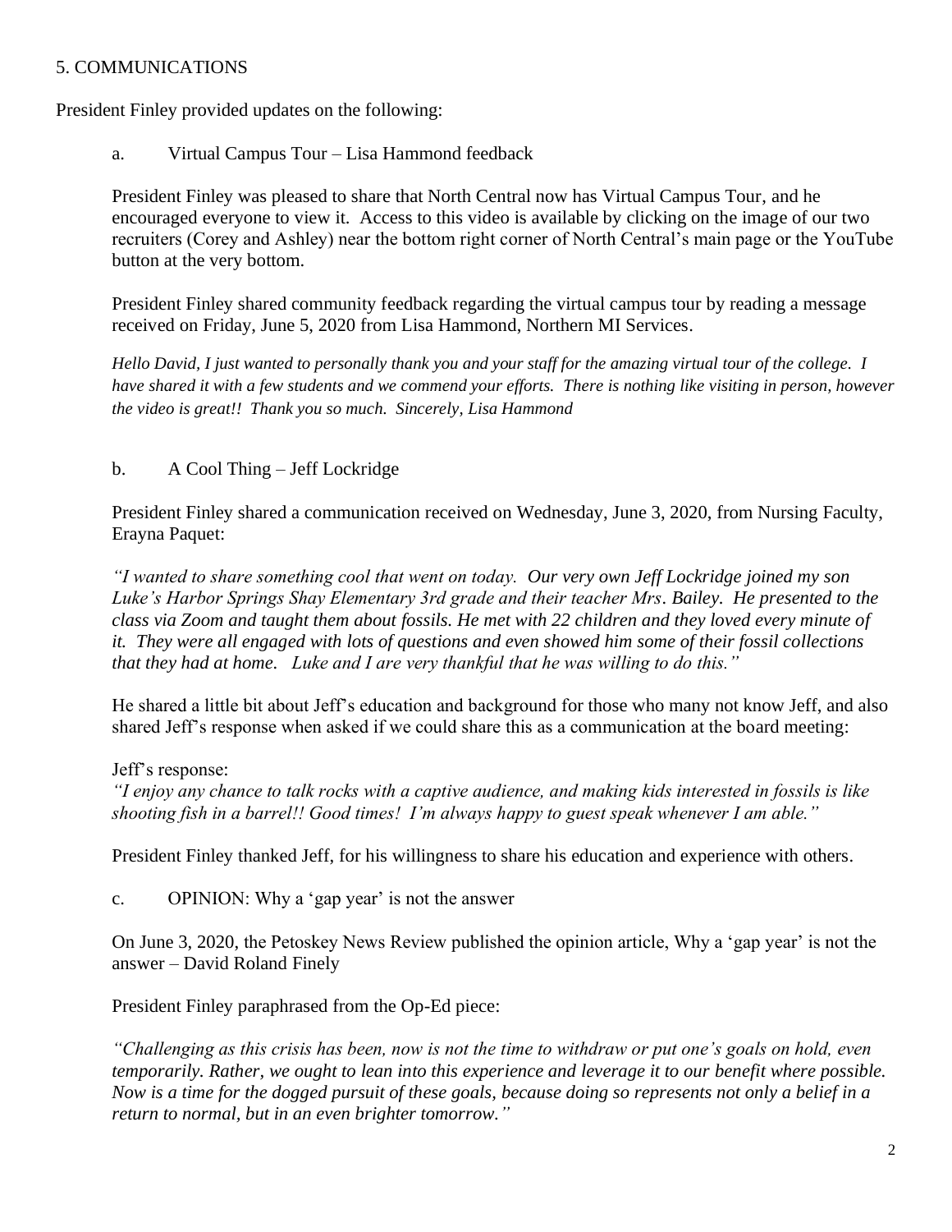## 5. COMMUNICATIONS

President Finley provided updates on the following:

a. Virtual Campus Tour – Lisa Hammond feedback

President Finley was pleased to share that North Central now has Virtual Campus Tour, and he encouraged everyone to view it. Access to this video is available by clicking on the image of our two recruiters (Corey and Ashley) near the bottom right corner of North Central's main page or the YouTube button at the very bottom.

President Finley shared community feedback regarding the virtual campus tour by reading a message received on Friday, June 5, 2020 from Lisa Hammond, Northern MI Services.

*Hello David, I just wanted to personally thank you and your staff for the amazing virtual tour of the college. I have shared it with a few students and we commend your efforts. There is nothing like visiting in person, however the video is great!! Thank you so much. Sincerely, Lisa Hammond*

b. A Cool Thing – Jeff Lockridge

President Finley shared a communication received on Wednesday, June 3, 2020, from Nursing Faculty, Erayna Paquet:

*"I wanted to share something cool that went on today. Our very own Jeff Lockridge joined my son Luke's Harbor Springs Shay Elementary 3rd grade and their teacher Mrs. Bailey. He presented to the class via Zoom and taught them about fossils. He met with 22 children and they loved every minute of it. They were all engaged with lots of questions and even showed him some of their fossil collections that they had at home. Luke and I are very thankful that he was willing to do this."*

He shared a little bit about Jeff's education and background for those who many not know Jeff, and also shared Jeff's response when asked if we could share this as a communication at the board meeting:

Jeff's response:
*"I enjoy any chance to talk rocks with a captive audience, and making kids interested in fossils is like shooting fish in a barrel!! Good times! I'm always happy to guest speak whenever I am able."*

President Finley thanked Jeff, for his willingness to share his education and experience with others.

c. OPINION: Why a 'gap year' is not the answer

On June 3, 2020, the Petoskey News Review published the opinion article, Why a 'gap year' is not the answer – David Roland Finely

President Finley paraphrased from the Op-Ed piece:

*"Challenging as this crisis has been, now is not the time to withdraw or put one's goals on hold, even temporarily. Rather, we ought to lean into this experience and leverage it to our benefit where possible. Now is a time for the dogged pursuit of these goals, because doing so represents not only a belief in a return to normal, but in an even brighter tomorrow."*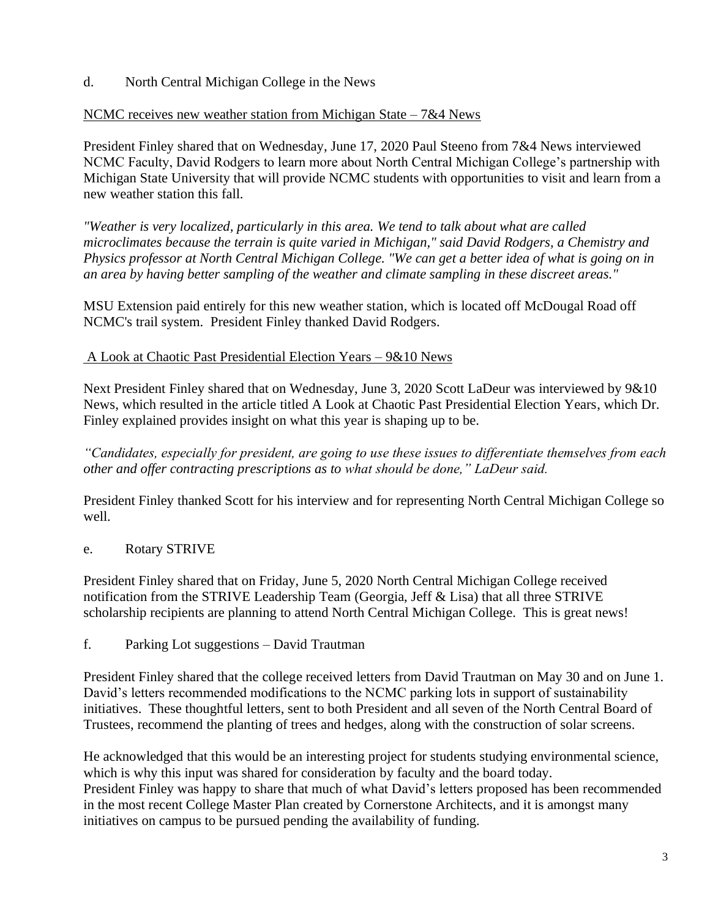d. North Central Michigan College in the News

NCMC receives new weather station from Michigan State – 7&4 News

President Finley shared that on Wednesday, June 17, 2020 Paul Steeno from 7&4 News interviewed NCMC Faculty, David Rodgers to learn more about North Central Michigan College's partnership with Michigan State University that will provide NCMC students with opportunities to visit and learn from a new weather station this fall.

*"Weather is very localized, particularly in this area. We tend to talk about what are called microclimates because the terrain is quite varied in Michigan," said David Rodgers, a Chemistry and Physics professor at North Central Michigan College. "We can get a better idea of what is going on in an area by having better sampling of the weather and climate sampling in these discreet areas."*

MSU Extension paid entirely for this new weather station, which is located off McDougal Road off NCMC's trail system. President Finley thanked David Rodgers.

A Look at Chaotic Past Presidential Election Years – 9&10 News

Next President Finley shared that on Wednesday, June 3, 2020 Scott LaDeur was interviewed by 9&10 News, which resulted in the article titled A Look at Chaotic Past Presidential Election Years, which Dr. Finley explained provides insight on what this year is shaping up to be.

*"Candidates, especially for president, are going to use these issues to differentiate themselves from each other and offer contracting prescriptions as to what should be done," LaDeur said.*

President Finley thanked Scott for his interview and for representing North Central Michigan College so well.

e. Rotary STRIVE

President Finley shared that on Friday, June 5, 2020 North Central Michigan College received notification from the STRIVE Leadership Team (Georgia, Jeff & Lisa) that all three STRIVE scholarship recipients are planning to attend North Central Michigan College. This is great news!

f. Parking Lot suggestions – David Trautman

President Finley shared that the college received letters from David Trautman on May 30 and on June 1. David's letters recommended modifications to the NCMC parking lots in support of sustainability initiatives. These thoughtful letters, sent to both President and all seven of the North Central Board of Trustees, recommend the planting of trees and hedges, along with the construction of solar screens.

He acknowledged that this would be an interesting project for students studying environmental science, which is why this input was shared for consideration by faculty and the board today.
President Finley was happy to share that much of what David's letters proposed has been recommended in the most recent College Master Plan created by Cornerstone Architects, and it is amongst many initiatives on campus to be pursued pending the availability of funding.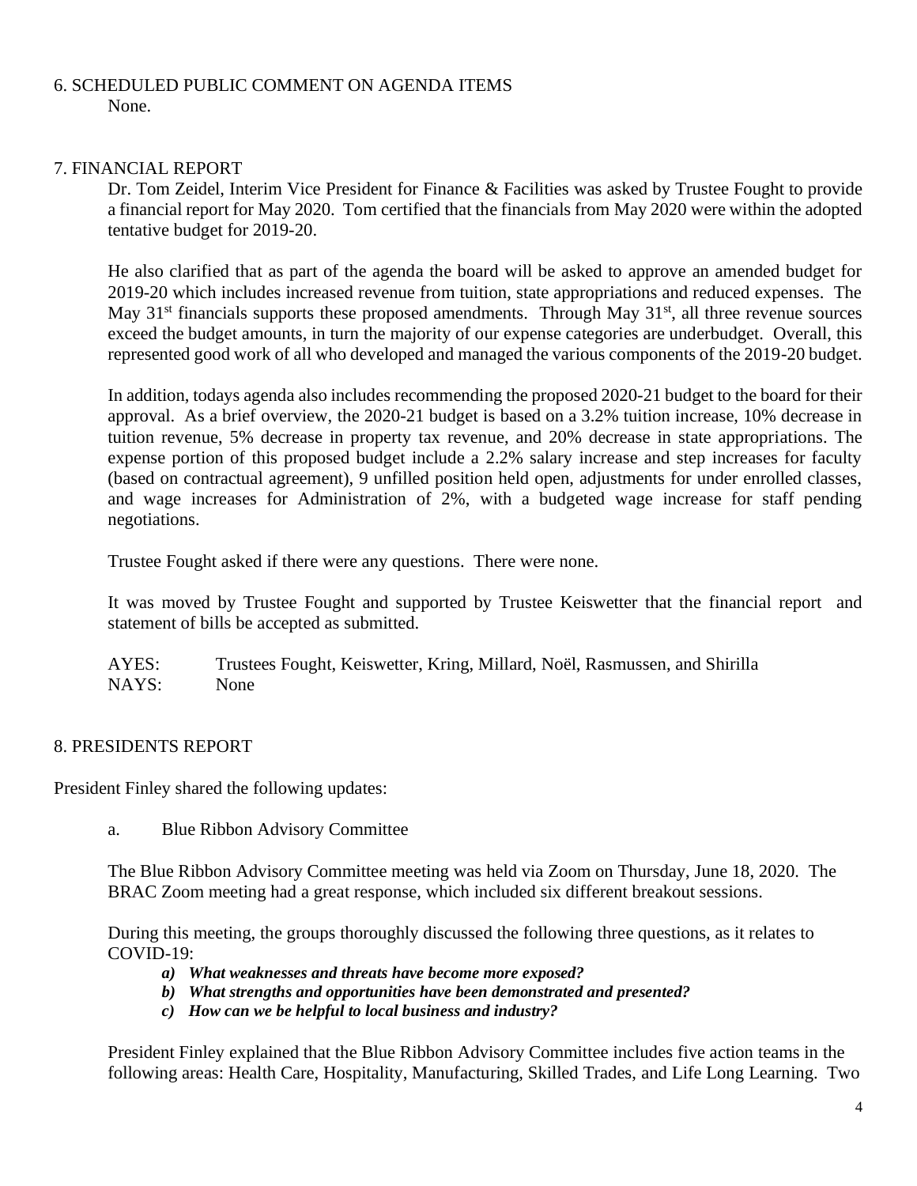## 6. SCHEDULED PUBLIC COMMENT ON AGENDA ITEMS

None.

## 7. FINANCIAL REPORT

Dr. Tom Zeidel, Interim Vice President for Finance & Facilities was asked by Trustee Fought to provide a financial report for May 2020. Tom certified that the financials from May 2020 were within the adopted tentative budget for 2019-20.

He also clarified that as part of the agenda the board will be asked to approve an amended budget for 2019-20 which includes increased revenue from tuition, state appropriations and reduced expenses. The May 31st financials supports these proposed amendments. Through May 31st, all three revenue sources exceed the budget amounts, in turn the majority of our expense categories are underbudget. Overall, this represented good work of all who developed and managed the various components of the 2019-20 budget.

In addition, todays agenda also includes recommending the proposed 2020-21 budget to the board for their approval. As a brief overview, the 2020-21 budget is based on a 3.2% tuition increase, 10% decrease in tuition revenue, 5% decrease in property tax revenue, and 20% decrease in state appropriations. The expense portion of this proposed budget include a 2.2% salary increase and step increases for faculty (based on contractual agreement), 9 unfilled position held open, adjustments for under enrolled classes, and wage increases for Administration of 2%, with a budgeted wage increase for staff pending negotiations.

Trustee Fought asked if there were any questions. There were none.

It was moved by Trustee Fought and supported by Trustee Keiswetter that the financial report and statement of bills be accepted as submitted.

AYES: Trustees Fought, Keiswetter, Kring, Millard, Noël, Rasmussen, and Shirilla
NAYS: None

## 8. PRESIDENTS REPORT

President Finley shared the following updates:

a. Blue Ribbon Advisory Committee

The Blue Ribbon Advisory Committee meeting was held via Zoom on Thursday, June 18, 2020. The BRAC Zoom meeting had a great response, which included six different breakout sessions.

During this meeting, the groups thoroughly discussed the following three questions, as it relates to COVID-19:

- ***a) What weaknesses and threats have become more exposed?***
- ***b) What strengths and opportunities have been demonstrated and presented?***
- ***c) How can we be helpful to local business and industry?***

President Finley explained that the Blue Ribbon Advisory Committee includes five action teams in the following areas: Health Care, Hospitality, Manufacturing, Skilled Trades, and Life Long Learning. Two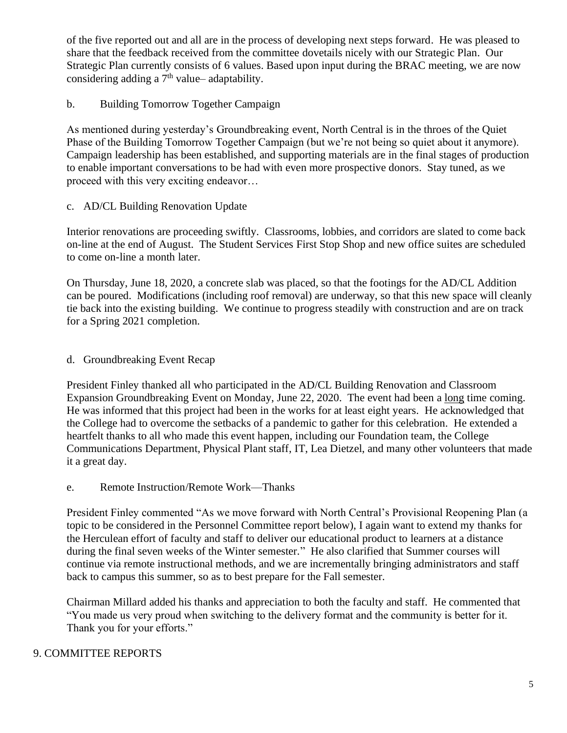of the five reported out and all are in the process of developing next steps forward. He was pleased to share that the feedback received from the committee dovetails nicely with our Strategic Plan. Our Strategic Plan currently consists of 6 values. Based upon input during the BRAC meeting, we are now considering adding a 7th value– adaptability.

b. Building Tomorrow Together Campaign

As mentioned during yesterday's Groundbreaking event, North Central is in the throes of the Quiet Phase of the Building Tomorrow Together Campaign (but we're not being so quiet about it anymore). Campaign leadership has been established, and supporting materials are in the final stages of production to enable important conversations to be had with even more prospective donors. Stay tuned, as we proceed with this very exciting endeavor…

c. AD/CL Building Renovation Update

Interior renovations are proceeding swiftly. Classrooms, lobbies, and corridors are slated to come back on-line at the end of August. The Student Services First Stop Shop and new office suites are scheduled to come on-line a month later.

On Thursday, June 18, 2020, a concrete slab was placed, so that the footings for the AD/CL Addition can be poured. Modifications (including roof removal) are underway, so that this new space will cleanly tie back into the existing building. We continue to progress steadily with construction and are on track for a Spring 2021 completion.

d. Groundbreaking Event Recap

President Finley thanked all who participated in the AD/CL Building Renovation and Classroom Expansion Groundbreaking Event on Monday, June 22, 2020. The event had been a long time coming. He was informed that this project had been in the works for at least eight years. He acknowledged that the College had to overcome the setbacks of a pandemic to gather for this celebration. He extended a heartfelt thanks to all who made this event happen, including our Foundation team, the College Communications Department, Physical Plant staff, IT, Lea Dietzel, and many other volunteers that made it a great day.

e. Remote Instruction/Remote Work—Thanks

President Finley commented "As we move forward with North Central's Provisional Reopening Plan (a topic to be considered in the Personnel Committee report below), I again want to extend my thanks for the Herculean effort of faculty and staff to deliver our educational product to learners at a distance during the final seven weeks of the Winter semester." He also clarified that Summer courses will continue via remote instructional methods, and we are incrementally bringing administrators and staff back to campus this summer, so as to best prepare for the Fall semester.

Chairman Millard added his thanks and appreciation to both the faculty and staff. He commented that "You made us very proud when switching to the delivery format and the community is better for it. Thank you for your efforts."

## 9. COMMITTEE REPORTS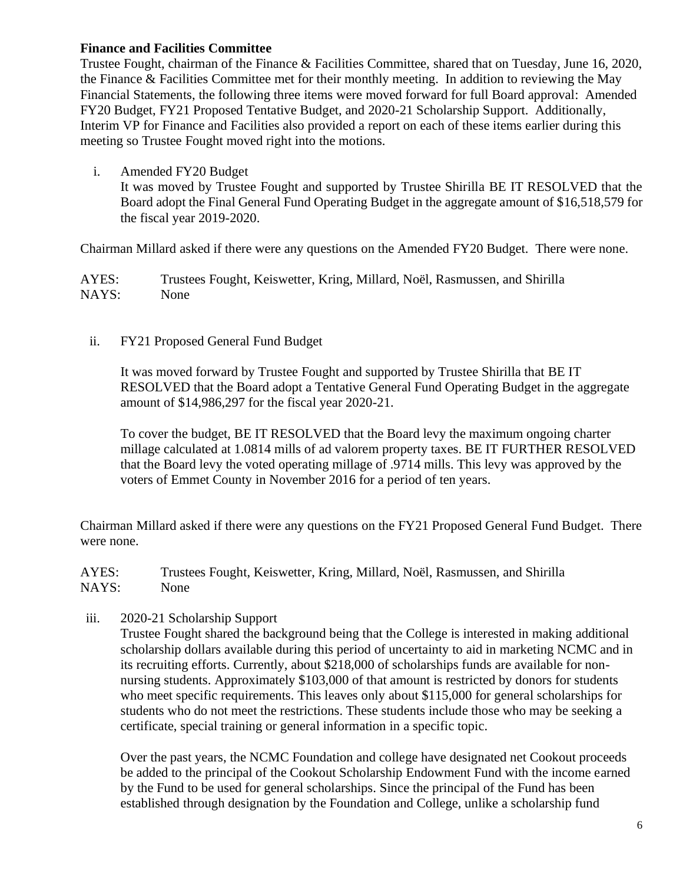**Finance and Facilities Committee**

Trustee Fought, chairman of the Finance & Facilities Committee, shared that on Tuesday, June 16, 2020, the Finance & Facilities Committee met for their monthly meeting. In addition to reviewing the May Financial Statements, the following three items were moved forward for full Board approval: Amended FY20 Budget, FY21 Proposed Tentative Budget, and 2020-21 Scholarship Support. Additionally, Interim VP for Finance and Facilities also provided a report on each of these items earlier during this meeting so Trustee Fought moved right into the motions.

i. Amended FY20 Budget

   It was moved by Trustee Fought and supported by Trustee Shirilla BE IT RESOLVED that the Board adopt the Final General Fund Operating Budget in the aggregate amount of $16,518,579 for the fiscal year 2019-2020.

Chairman Millard asked if there were any questions on the Amended FY20 Budget. There were none.

AYES: Trustees Fought, Keiswetter, Kring, Millard, Noël, Rasmussen, and Shirilla
NAYS: None

ii. FY21 Proposed General Fund Budget

   It was moved forward by Trustee Fought and supported by Trustee Shirilla that BE IT RESOLVED that the Board adopt a Tentative General Fund Operating Budget in the aggregate amount of $14,986,297 for the fiscal year 2020-21.

   To cover the budget, BE IT RESOLVED that the Board levy the maximum ongoing charter millage calculated at 1.0814 mills of ad valorem property taxes. BE IT FURTHER RESOLVED that the Board levy the voted operating millage of .9714 mills. This levy was approved by the voters of Emmet County in November 2016 for a period of ten years.

Chairman Millard asked if there were any questions on the FY21 Proposed General Fund Budget. There were none.

AYES: Trustees Fought, Keiswetter, Kring, Millard, Noël, Rasmussen, and Shirilla
NAYS: None

iii. 2020-21 Scholarship Support

   Trustee Fought shared the background being that the College is interested in making additional scholarship dollars available during this period of uncertainty to aid in marketing NCMC and in its recruiting efforts. Currently, about $218,000 of scholarships funds are available for non-nursing students. Approximately $103,000 of that amount is restricted by donors for students who meet specific requirements. This leaves only about $115,000 for general scholarships for students who do not meet the restrictions. These students include those who may be seeking a certificate, special training or general information in a specific topic.

   Over the past years, the NCMC Foundation and college have designated net Cookout proceeds be added to the principal of the Cookout Scholarship Endowment Fund with the income earned by the Fund to be used for general scholarships. Since the principal of the Fund has been established through designation by the Foundation and College, unlike a scholarship fund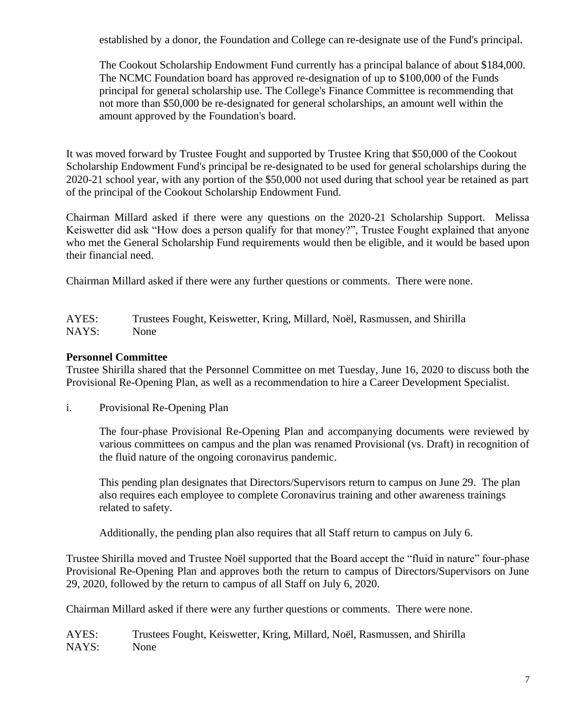established by a donor, the Foundation and College can re-designate use of the Fund's principal.

The Cookout Scholarship Endowment Fund currently has a principal balance of about $184,000. The NCMC Foundation board has approved re-designation of up to $100,000 of the Funds principal for general scholarship use. The College's Finance Committee is recommending that not more than $50,000 be re-designated for general scholarships, an amount well within the amount approved by the Foundation's board.

It was moved forward by Trustee Fought and supported by Trustee Kring that $50,000 of the Cookout Scholarship Endowment Fund's principal be re-designated to be used for general scholarships during the 2020-21 school year, with any portion of the $50,000 not used during that school year be retained as part of the principal of the Cookout Scholarship Endowment Fund.

Chairman Millard asked if there were any questions on the 2020-21 Scholarship Support. Melissa Keiswetter did ask "How does a person qualify for that money?", Trustee Fought explained that anyone who met the General Scholarship Fund requirements would then be eligible, and it would be based upon their financial need.

Chairman Millard asked if there were any further questions or comments. There were none.

AYES: Trustees Fought, Keiswetter, Kring, Millard, Noël, Rasmussen, and Shirilla
NAYS: None

**Personnel Committee**
Trustee Shirilla shared that the Personnel Committee on met Tuesday, June 16, 2020 to discuss both the Provisional Re-Opening Plan, as well as a recommendation to hire a Career Development Specialist.

i. Provisional Re-Opening Plan

The four-phase Provisional Re-Opening Plan and accompanying documents were reviewed by various committees on campus and the plan was renamed Provisional (vs. Draft) in recognition of the fluid nature of the ongoing coronavirus pandemic.

This pending plan designates that Directors/Supervisors return to campus on June 29. The plan also requires each employee to complete Coronavirus training and other awareness trainings related to safety.

Additionally, the pending plan also requires that all Staff return to campus on July 6.

Trustee Shirilla moved and Trustee Noël supported that the Board accept the "fluid in nature" four-phase Provisional Re-Opening Plan and approves both the return to campus of Directors/Supervisors on June 29, 2020, followed by the return to campus of all Staff on July 6, 2020.

Chairman Millard asked if there were any further questions or comments. There were none.

AYES: Trustees Fought, Keiswetter, Kring, Millard, Noël, Rasmussen, and Shirilla
NAYS: None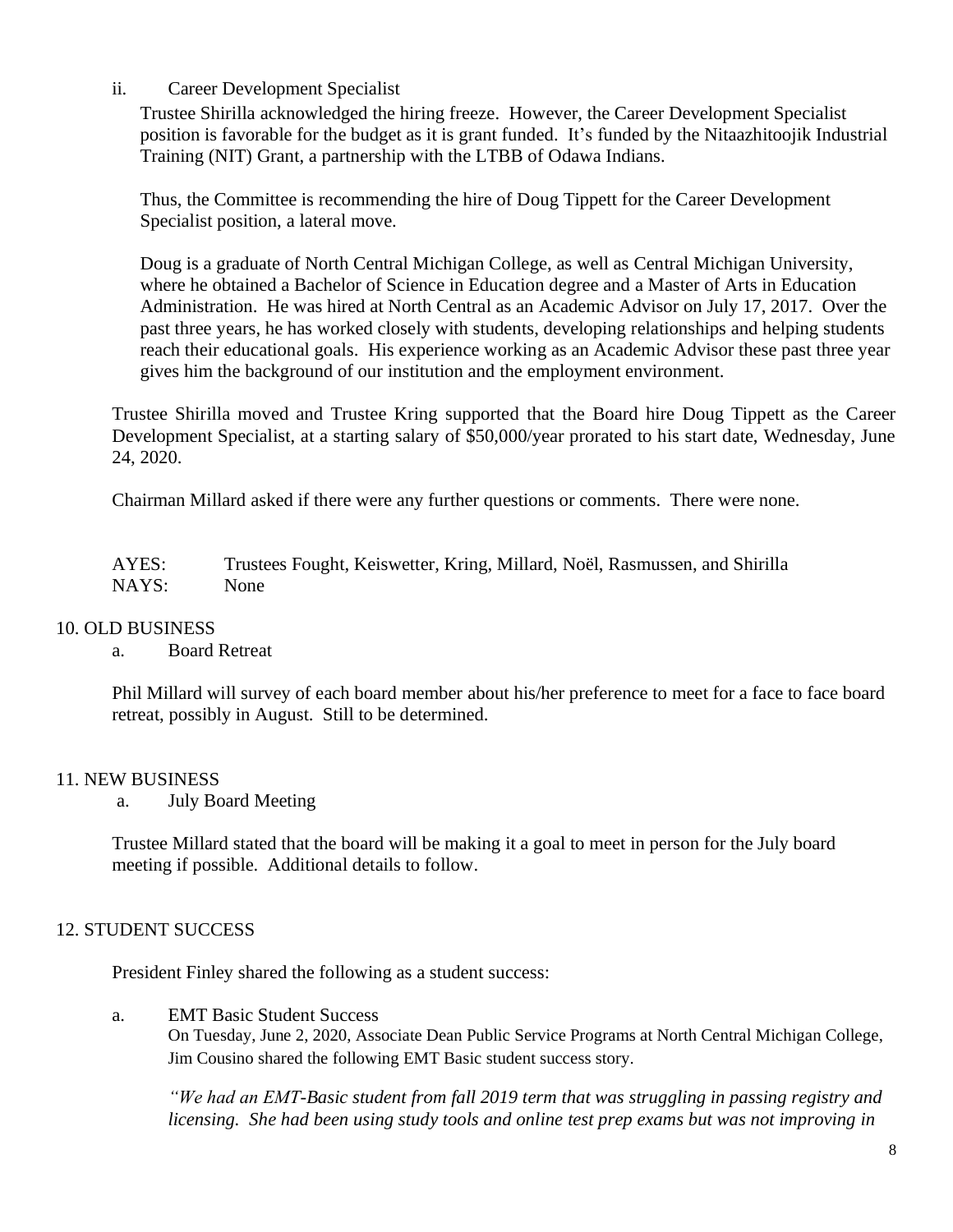ii. Career Development Specialist

Trustee Shirilla acknowledged the hiring freeze. However, the Career Development Specialist position is favorable for the budget as it is grant funded. It's funded by the Nitaazhitoojik Industrial Training (NIT) Grant, a partnership with the LTBB of Odawa Indians.

Thus, the Committee is recommending the hire of Doug Tippett for the Career Development Specialist position, a lateral move.

Doug is a graduate of North Central Michigan College, as well as Central Michigan University, where he obtained a Bachelor of Science in Education degree and a Master of Arts in Education Administration. He was hired at North Central as an Academic Advisor on July 17, 2017. Over the past three years, he has worked closely with students, developing relationships and helping students reach their educational goals. His experience working as an Academic Advisor these past three year gives him the background of our institution and the employment environment.

Trustee Shirilla moved and Trustee Kring supported that the Board hire Doug Tippett as the Career Development Specialist, at a starting salary of $50,000/year prorated to his start date, Wednesday, June 24, 2020.

Chairman Millard asked if there were any further questions or comments. There were none.

AYES: Trustees Fought, Keiswetter, Kring, Millard, Noël, Rasmussen, and Shirilla
NAYS: None

## 10. OLD BUSINESS

a. Board Retreat

Phil Millard will survey of each board member about his/her preference to meet for a face to face board retreat, possibly in August. Still to be determined.

## 11. NEW BUSINESS

a. July Board Meeting

Trustee Millard stated that the board will be making it a goal to meet in person for the July board meeting if possible. Additional details to follow.

## 12. STUDENT SUCCESS

President Finley shared the following as a student success:

a. EMT Basic Student Success

On Tuesday, June 2, 2020, Associate Dean Public Service Programs at North Central Michigan College, Jim Cousino shared the following EMT Basic student success story.

*"We had an EMT-Basic student from fall 2019 term that was struggling in passing registry and licensing. She had been using study tools and online test prep exams but was not improving in*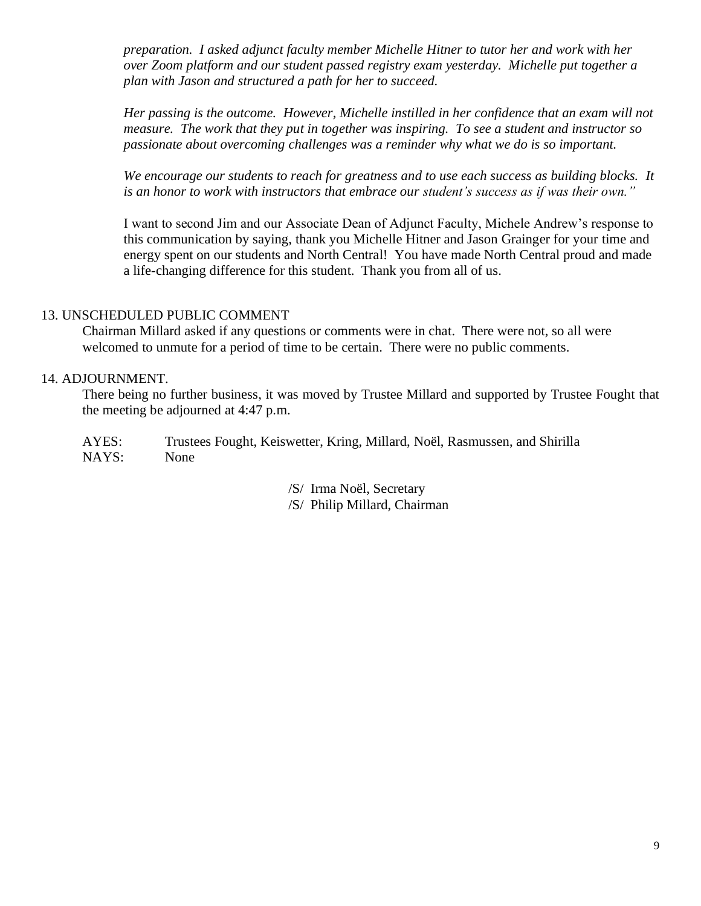*preparation. I asked adjunct faculty member Michelle Hitner to tutor her and work with her over Zoom platform and our student passed registry exam yesterday. Michelle put together a plan with Jason and structured a path for her to succeed.*

*Her passing is the outcome. However, Michelle instilled in her confidence that an exam will not measure. The work that they put in together was inspiring. To see a student and instructor so passionate about overcoming challenges was a reminder why what we do is so important.*

*We encourage our students to reach for greatness and to use each success as building blocks. It is an honor to work with instructors that embrace our student's success as if was their own."*

I want to second Jim and our Associate Dean of Adjunct Faculty, Michele Andrew's response to this communication by saying, thank you Michelle Hitner and Jason Grainger for your time and energy spent on our students and North Central! You have made North Central proud and made a life-changing difference for this student. Thank you from all of us.

13. UNSCHEDULED PUBLIC COMMENT

Chairman Millard asked if any questions or comments were in chat. There were not, so all were welcomed to unmute for a period of time to be certain. There were no public comments.

14. ADJOURNMENT.

There being no further business, it was moved by Trustee Millard and supported by Trustee Fought that the meeting be adjourned at 4:47 p.m.

AYES: Trustees Fought, Keiswetter, Kring, Millard, Noël, Rasmussen, and Shirilla
NAYS: None

/S/ Irma Noël, Secretary
/S/ Philip Millard, Chairman